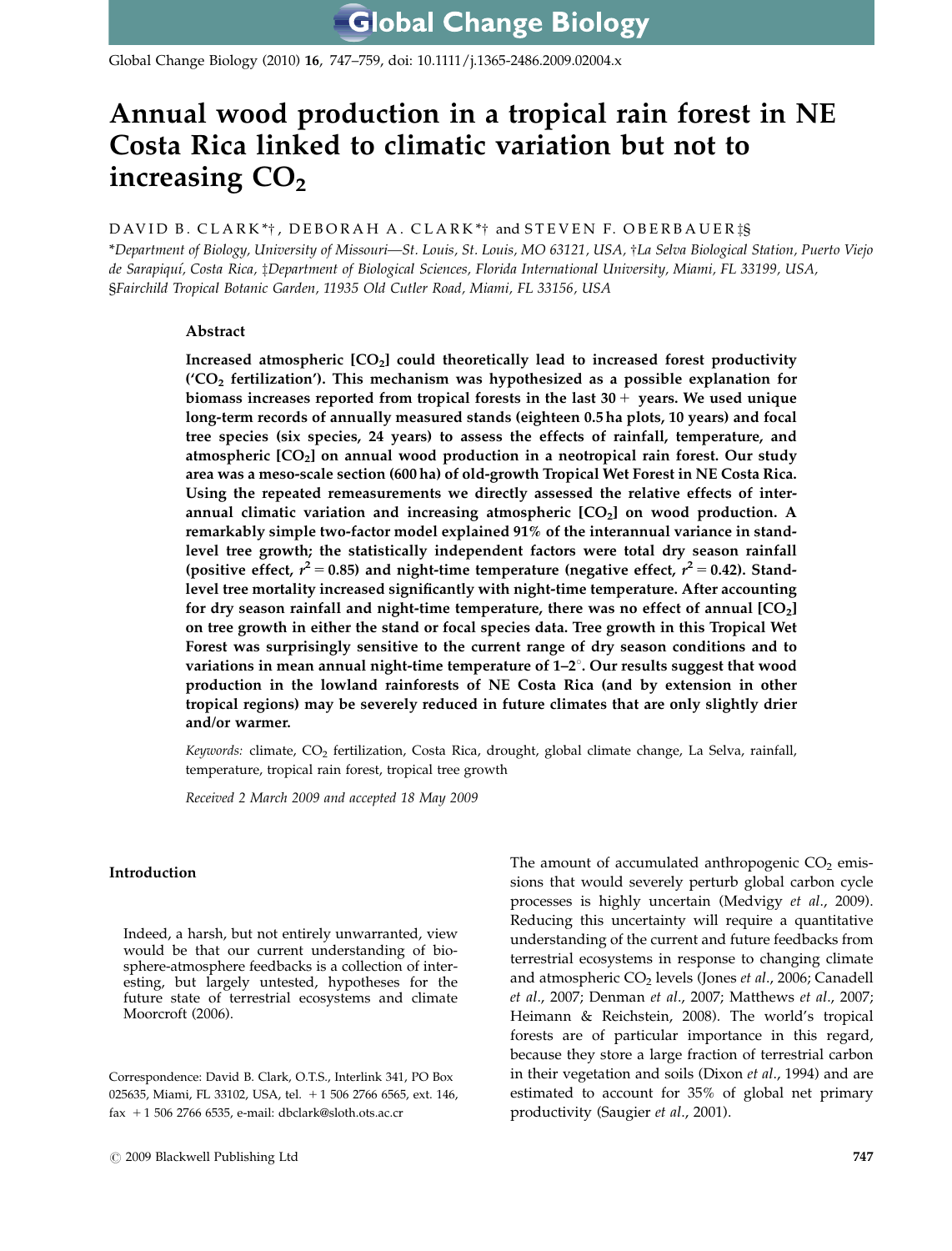# Annual wood production in a tropical rain forest in NE Costa Rica linked to climatic variation but not to increasing $CO_2$

DAVID B. CLARK*†, DEBORAH A. CLARK*† and STEVEN F. OBERBAUER‡§

*Department of Biology, University of Missouri—St. Louis, St. Louis, MO 63121, USA, †La Selva Biological Station, Puerto Viejo de Sarapiquí, Costa Rica, ‡Department of Biological Sciences, Florida International University, Miami, FL 33199, USA, §Fairchild Tropical Botanic Garden, 11935 Old Cutler Road, Miami, FL 33156, USA

## Abstract

**Increased atmospheric [$CO_2$] could theoretically lead to increased forest productivity ('$CO_2$ fertilization'). This mechanism was hypothesized as a possible explanation for biomass increases reported from tropical forests in the last 30+ years. We used unique long-term records of annually measured stands (eighteen 0.5 ha plots, 10 years) and focal tree species (six species, 24 years) to assess the effects of rainfall, temperature, and atmospheric [$CO_2$] on annual wood production in a neotropical rain forest. Our study area was a meso-scale section (600 ha) of old-growth Tropical Wet Forest in NE Costa Rica. Using the repeated remeasurements we directly assessed the relative effects of interannual climatic variation and increasing atmospheric [$CO_2$] on wood production. A remarkably simple two-factor model explained 91% of the interannual variance in stand-level tree growth; the statistically independent factors were total dry season rainfall (positive effect, $r^2 = 0.85$) and night-time temperature (negative effect, $r^2 = 0.42$). Stand-level tree mortality increased significantly with night-time temperature. After accounting for dry season rainfall and night-time temperature, there was no effect of annual [$CO_2$] on tree growth in either the stand or focal species data. Tree growth in this Tropical Wet Forest was surprisingly sensitive to the current range of dry season conditions and to variations in mean annual night-time temperature of 1–2°. Our results suggest that wood production in the lowland rainforests of NE Costa Rica (and by extension in other tropical regions) may be severely reduced in future climates that are only slightly drier and/or warmer.**

*Keywords:* climate, $CO_2$ fertilization, Costa Rica, drought, global climate change, La Selva, rainfall, temperature, tropical rain forest, tropical tree growth

*Received 2 March 2009 and accepted 18 May 2009*

## Introduction

> Indeed, a harsh, but not entirely unwarranted, view would be that our current understanding of biosphere-atmosphere feedbacks is a collection of interesting, but largely untested, hypotheses for the future state of terrestrial ecosystems and climate Moorcroft (2006).

Correspondence: David B. Clark, O.T.S., Interlink 341, PO Box 025635, Miami, FL 33102, USA, tel. +1 506 2766 6565, ext. 146, fax +1 506 2766 6535, e-mail: dbclark@sloth.ots.ac.cr

The amount of accumulated anthropogenic $CO_2$ emissions that would severely perturb global carbon cycle processes is highly uncertain (Medvigy *et al*., 2009). Reducing this uncertainty will require a quantitative understanding of the current and future feedbacks from terrestrial ecosystems in response to changing climate and atmospheric $CO_2$ levels (Jones *et al*., 2006; Canadell *et al*., 2007; Denman *et al*., 2007; Matthews *et al*., 2007; Heimann & Reichstein, 2008). The world's tropical forests are of particular importance in this regard, because they store a large fraction of terrestrial carbon in their vegetation and soils (Dixon *et al*., 1994) and are estimated to account for 35% of global net primary productivity (Saugier *et al*., 2001).

© 2009 Blackwell Publishing Ltd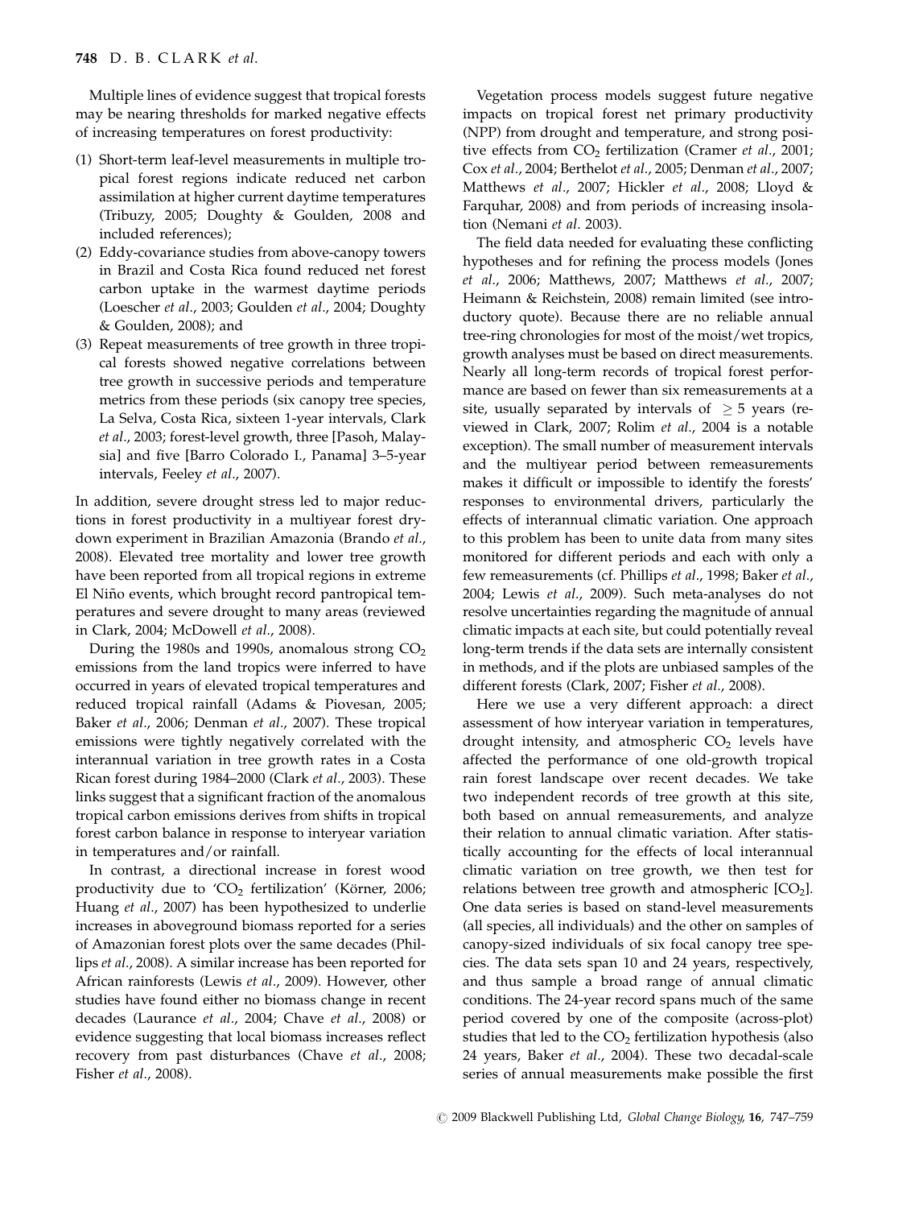Multiple lines of evidence suggest that tropical forests may be nearing thresholds for marked negative effects of increasing temperatures on forest productivity:

1. Short-term leaf-level measurements in multiple tropical forest regions indicate reduced net carbon assimilation at higher current daytime temperatures (Tribuzy, 2005; Doughty & Goulden, 2008 and included references);
2. Eddy-covariance studies from above-canopy towers in Brazil and Costa Rica found reduced net forest carbon uptake in the warmest daytime periods (Loescher *et al*., 2003; Goulden *et al*., 2004; Doughty & Goulden, 2008); and
3. Repeat measurements of tree growth in three tropical forests showed negative correlations between tree growth in successive periods and temperature metrics from these periods (six canopy tree species, La Selva, Costa Rica, sixteen 1-year intervals, Clark *et al*., 2003; forest-level growth, three [Pasoh, Malaysia] and five [Barro Colorado I., Panama] 3–5-year intervals, Feeley *et al*., 2007).

In addition, severe drought stress led to major reductions in forest productivity in a multiyear forest drydown experiment in Brazilian Amazonia (Brando *et al*., 2008). Elevated tree mortality and lower tree growth have been reported from all tropical regions in extreme El Niño events, which brought record pantropical temperatures and severe drought to many areas (reviewed in Clark, 2004; McDowell *et al*., 2008).

During the 1980s and 1990s, anomalous strong $CO_2$ emissions from the land tropics were inferred to have occurred in years of elevated tropical temperatures and reduced tropical rainfall (Adams & Piovesan, 2005; Baker *et al*., 2006; Denman *et al*., 2007). These tropical emissions were tightly negatively correlated with the interannual variation in tree growth rates in a Costa Rican forest during 1984–2000 (Clark *et al*., 2003). These links suggest that a significant fraction of the anomalous tropical carbon emissions derives from shifts in tropical forest carbon balance in response to interyear variation in temperatures and/or rainfall.

In contrast, a directional increase in forest wood productivity due to '$CO_2$ fertilization' (Körner, 2006; Huang *et al*., 2007) has been hypothesized to underlie increases in aboveground biomass reported for a series of Amazonian forest plots over the same decades (Phillips *et al*., 2008). A similar increase has been reported for African rainforests (Lewis *et al*., 2009). However, other studies have found either no biomass change in recent decades (Laurance *et al*., 2004; Chave *et al*., 2008) or evidence suggesting that local biomass increases reflect recovery from past disturbances (Chave *et al*., 2008; Fisher *et al*., 2008).

Vegetation process models suggest future negative impacts on tropical forest net primary productivity (NPP) from drought and temperature, and strong positive effects from $CO_2$ fertilization (Cramer *et al*., 2001; Cox *et al*., 2004; Berthelot *et al*., 2005; Denman *et al*., 2007; Matthews *et al*., 2007; Hickler *et al*., 2008; Lloyd & Farquhar, 2008) and from periods of increasing insolation (Nemani *et al*. 2003).

The field data needed for evaluating these conflicting hypotheses and for refining the process models (Jones *et al*., 2006; Matthews, 2007; Matthews *et al*., 2007; Heimann & Reichstein, 2008) remain limited (see introductory quote). Because there are no reliable annual tree-ring chronologies for most of the moist/wet tropics, growth analyses must be based on direct measurements. Nearly all long-term records of tropical forest performance are based on fewer than six remeasurements at a site, usually separated by intervals of $\geq 5$ years (reviewed in Clark, 2007; Rolim *et al*., 2004 is a notable exception). The small number of measurement intervals and the multiyear period between remeasurements makes it difficult or impossible to identify the forests' responses to environmental drivers, particularly the effects of interannual climatic variation. One approach to this problem has been to unite data from many sites monitored for different periods and each with only a few remeasurements (cf. Phillips *et al*., 1998; Baker *et al*., 2004; Lewis *et al*., 2009). Such meta-analyses do not resolve uncertainties regarding the magnitude of annual climatic impacts at each site, but could potentially reveal long-term trends if the data sets are internally consistent in methods, and if the plots are unbiased samples of the different forests (Clark, 2007; Fisher *et al*., 2008).

Here we use a very different approach: a direct assessment of how interyear variation in temperatures, drought intensity, and atmospheric $CO_2$ levels have affected the performance of one old-growth tropical rain forest landscape over recent decades. We take two independent records of tree growth at this site, both based on annual remeasurements, and analyze their relation to annual climatic variation. After statistically accounting for the effects of local interannual climatic variation on tree growth, we then test for relations between tree growth and atmospheric [$CO_2$]. One data series is based on stand-level measurements (all species, all individuals) and the other on samples of canopy-sized individuals of six focal canopy tree species. The data sets span 10 and 24 years, respectively, and thus sample a broad range of annual climatic conditions. The 24-year record spans much of the same period covered by one of the composite (across-plot) studies that led to the $CO_2$ fertilization hypothesis (also 24 years, Baker *et al*., 2004). These two decadal-scale series of annual measurements make possible the first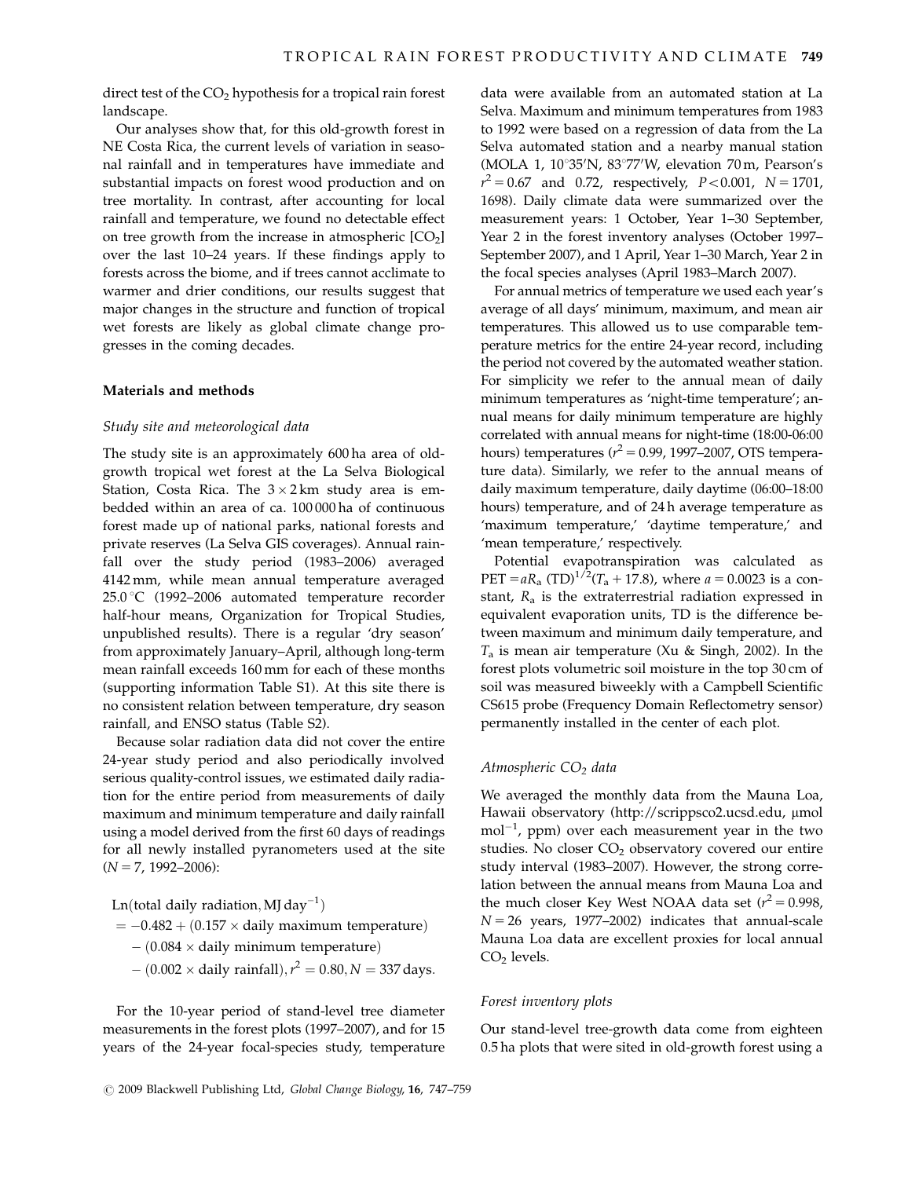direct test of the $CO_2$ hypothesis for a tropical rain forest landscape.

Our analyses show that, for this old-growth forest in NE Costa Rica, the current levels of variation in seasonal rainfall and in temperatures have immediate and substantial impacts on forest wood production and on tree mortality. In contrast, after accounting for local rainfall and temperature, we found no detectable effect on tree growth from the increase in atmospheric $[CO_2]$ over the last 10–24 years. If these findings apply to forests across the biome, and if trees cannot acclimate to warmer and drier conditions, our results suggest that major changes in the structure and function of tropical wet forests are likely as global climate change progresses in the coming decades.

## Materials and methods

### *Study site and meteorological data*

The study site is an approximately 600 ha area of old-growth tropical wet forest at the La Selva Biological Station, Costa Rica. The $3 \times 2$ km study area is embedded within an area of ca. 100 000 ha of continuous forest made up of national parks, national forests and private reserves (La Selva GIS coverages). Annual rainfall over the study period (1983–2006) averaged 4142 mm, while mean annual temperature averaged 25.0 °C (1992–2006 automated temperature recorder half-hour means, Organization for Tropical Studies, unpublished results). There is a regular 'dry season' from approximately January–April, although long-term mean rainfall exceeds 160 mm for each of these months (supporting information Table S1). At this site there is no consistent relation between temperature, dry season rainfall, and ENSO status (Table S2).

Because solar radiation data did not cover the entire 24-year study period and also periodically involved serious quality-control issues, we estimated daily radiation for the entire period from measurements of daily maximum and minimum temperature and daily rainfall using a model derived from the first 60 days of readings for all newly installed pyranometers used at the site ($N = 7$, 1992–2006):

$$
\begin{aligned}
&\mathrm{Ln}(\text{total daily radiation, MJ day}^{-1}) \\
&= -0.482 + (0.157 \times \text{daily maximum temperature}) \\
&\quad - (0.084 \times \text{daily minimum temperature}) \\
&\quad - (0.002 \times \text{daily rainfall}), r^2 = 0.80, N = 337 \text{ days.}
\end{aligned}
$$

For the 10-year period of stand-level tree diameter measurements in the forest plots (1997–2007), and for 15 years of the 24-year focal-species study, temperature data were available from an automated station at La Selva. Maximum and minimum temperatures from 1983 to 1992 were based on a regression of data from the La Selva automated station and a nearby manual station (MOLA 1, 10°35′N, 83°77′W, elevation 70 m, Pearson's $r^2 = 0.67$ and 0.72, respectively, $P < 0.001$, $N = 1701$, 1698). Daily climate data were summarized over the measurement years: 1 October, Year 1–30 September, Year 2 in the forest inventory analyses (October 1997–September 2007), and 1 April, Year 1–30 March, Year 2 in the focal species analyses (April 1983–March 2007).

For annual metrics of temperature we used each year's average of all days' minimum, maximum, and mean air temperatures. This allowed us to use comparable temperature metrics for the entire 24-year record, including the period not covered by the automated weather station. For simplicity we refer to the annual mean of daily minimum temperatures as 'night-time temperature'; annual means for daily minimum temperature are highly correlated with annual means for night-time (18:00-06:00 hours) temperatures ($r^2 = 0.99$, 1997–2007, OTS temperature data). Similarly, we refer to the annual means of daily maximum temperature, daily daytime (06:00–18:00 hours) temperature, and of 24 h average temperature as 'maximum temperature,' 'daytime temperature,' and 'mean temperature,' respectively.

Potential evapotranspiration was calculated as $\mathrm{PET} = aR_a\,(\mathrm{TD})^{1/2}(T_a + 17.8)$, where $a = 0.0023$ is a constant, $R_a$ is the extraterrestrial radiation expressed in equivalent evaporation units, TD is the difference between maximum and minimum daily temperature, and $T_a$ is mean air temperature (Xu & Singh, 2002). In the forest plots volumetric soil moisture in the top 30 cm of soil was measured biweekly with a Campbell Scientific CS615 probe (Frequency Domain Reflectometry sensor) permanently installed in the center of each plot.

### *Atmospheric $CO_2$ data*

We averaged the monthly data from the Mauna Loa, Hawaii observatory (http://scrippsco2.ucsd.edu, μmol mol$^{-1}$, ppm) over each measurement year in the two studies. No closer $CO_2$ observatory covered our entire study interval (1983–2007). However, the strong correlation between the annual means from Mauna Loa and the much closer Key West NOAA data set ($r^2 = 0.998$, $N = 26$ years, 1977–2002) indicates that annual-scale Mauna Loa data are excellent proxies for local annual $CO_2$ levels.

### *Forest inventory plots*

Our stand-level tree-growth data come from eighteen 0.5 ha plots that were sited in old-growth forest using a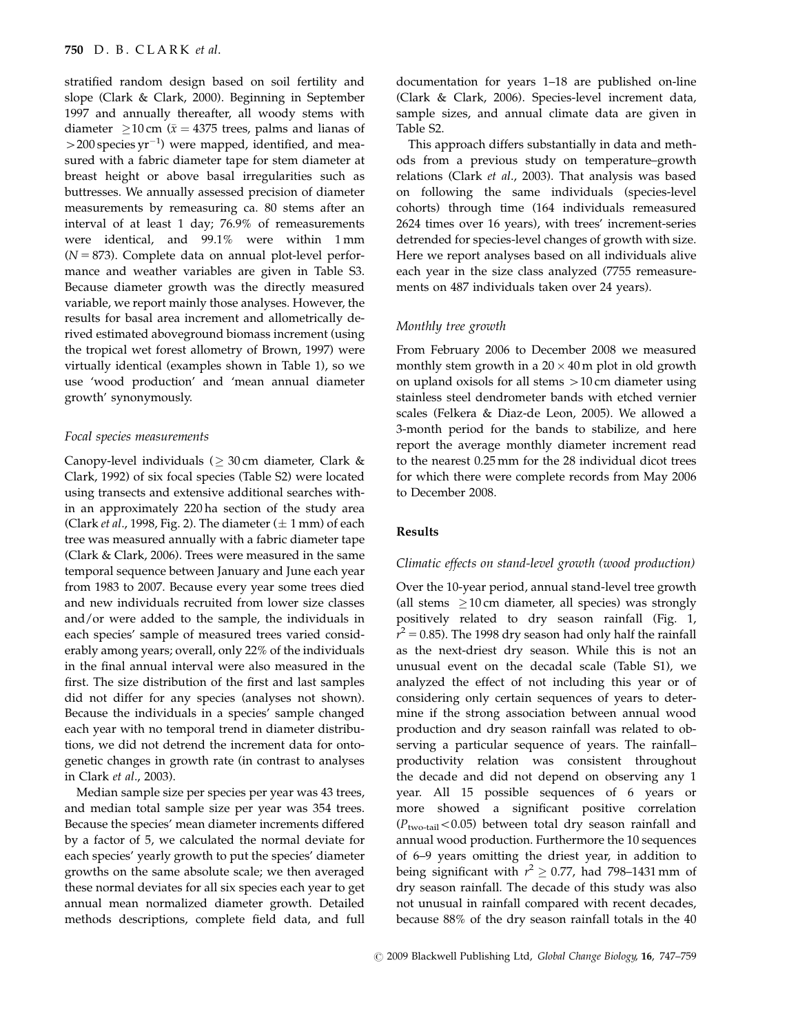stratified random design based on soil fertility and slope (Clark & Clark, 2000). Beginning in September 1997 and annually thereafter, all woody stems with diameter $\geq$10 cm ($\bar{x}$ = 4375 trees, palms and lianas of >200 species yr$^{-1}$) were mapped, identified, and measured with a fabric diameter tape for stem diameter at breast height or above basal irregularities such as buttresses. We annually assessed precision of diameter measurements by remeasuring ca. 80 stems after an interval of at least 1 day; 76.9% of remeasurements were identical, and 99.1% were within 1 mm ($N$ = 873). Complete data on annual plot-level performance and weather variables are given in Table S3. Because diameter growth was the directly measured variable, we report mainly those analyses. However, the results for basal area increment and allometrically derived estimated aboveground biomass increment (using the tropical wet forest allometry of Brown, 1997) were virtually identical (examples shown in Table 1), so we use 'wood production' and 'mean annual diameter growth' synonymously.

### *Focal species measurements*

Canopy-level individuals ($\geq$ 30 cm diameter, Clark & Clark, 1992) of six focal species (Table S2) were located using transects and extensive additional searches within an approximately 220 ha section of the study area (Clark *et al*., 1998, Fig. 2). The diameter ($\pm$ 1 mm) of each tree was measured annually with a fabric diameter tape (Clark & Clark, 2006). Trees were measured in the same temporal sequence between January and June each year from 1983 to 2007. Because every year some trees died and new individuals recruited from lower size classes and/or were added to the sample, the individuals in each species' sample of measured trees varied considerably among years; overall, only 22% of the individuals in the final annual interval were also measured in the first. The size distribution of the first and last samples did not differ for any species (analyses not shown). Because the individuals in a species' sample changed each year with no temporal trend in diameter distributions, we did not detrend the increment data for ontogenetic changes in growth rate (in contrast to analyses in Clark *et al*., 2003).

Median sample size per species per year was 43 trees, and median total sample size per year was 354 trees. Because the species' mean diameter increments differed by a factor of 5, we calculated the normal deviate for each species' yearly growth to put the species' diameter growths on the same absolute scale; we then averaged these normal deviates for all six species each year to get annual mean normalized diameter growth. Detailed methods descriptions, complete field data, and full documentation for years 1–18 are published on-line (Clark & Clark, 2006). Species-level increment data, sample sizes, and annual climate data are given in Table S2.

This approach differs substantially in data and methods from a previous study on temperature–growth relations (Clark *et al*., 2003). That analysis was based on following the same individuals (species-level cohorts) through time (164 individuals remeasured 2624 times over 16 years), with trees' increment-series detrended for species-level changes of growth with size. Here we report analyses based on all individuals alive each year in the size class analyzed (7755 remeasurements on 487 individuals taken over 24 years).

### *Monthly tree growth*

From February 2006 to December 2008 we measured monthly stem growth in a 20 × 40 m plot in old growth on upland oxisols for all stems >10 cm diameter using stainless steel dendrometer bands with etched vernier scales (Felkera & Diaz-de Leon, 2005). We allowed a 3-month period for the bands to stabilize, and here report the average monthly diameter increment read to the nearest 0.25 mm for the 28 individual dicot trees for which there were complete records from May 2006 to December 2008.

## Results

### *Climatic effects on stand-level growth (wood production)*

Over the 10-year period, annual stand-level tree growth (all stems $\geq$10 cm diameter, all species) was strongly positively related to dry season rainfall (Fig. 1, $r^2$ = 0.85). The 1998 dry season had only half the rainfall as the next-driest dry season. While this is not an unusual event on the decadal scale (Table S1), we analyzed the effect of not including this year or of considering only certain sequences of years to determine if the strong association between annual wood production and dry season rainfall was related to observing a particular sequence of years. The rainfall–productivity relation was consistent throughout the decade and did not depend on observing any 1 year. All 15 possible sequences of 6 years or more showed a significant positive correlation ($P_{\text{two-tail}} < 0.05$) between total dry season rainfall and annual wood production. Furthermore the 10 sequences of 6–9 years omitting the driest year, in addition to being significant with $r^2 \geq 0.77$, had 798–1431 mm of dry season rainfall. The decade of this study was also not unusual in rainfall compared with recent decades, because 88% of the dry season rainfall totals in the 40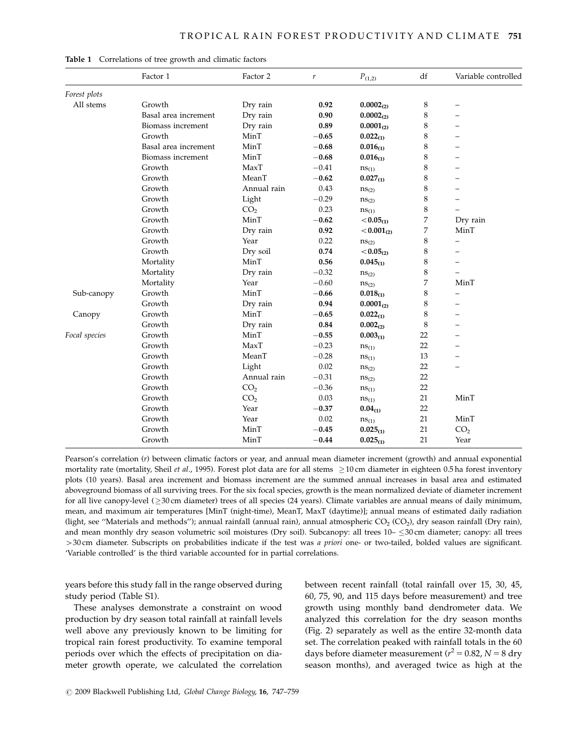**Table 1** Correlations of tree growth and climatic factors

| | Factor 1 | Factor 2 | $r$ | $P_{(1,2)}$ | df | Variable controlled |
|---|---|---|---|---|---|---|
| *Forest plots* | | | | | | |
| All stems | Growth | Dry rain | **0.92** | $\mathbf{0.0002_{(2)}}$ | 8 | – |
| | Basal area increment | Dry rain | **0.90** | $\mathbf{0.0002_{(2)}}$ | 8 | – |
| | Biomass increment | Dry rain | **0.89** | $\mathbf{0.0001_{(2)}}$ | 8 | – |
| | Growth | MinT | **−0.65** | $\mathbf{0.022_{(1)}}$ | 8 | – |
| | Basal area increment | MinT | **−0.68** | $\mathbf{0.016_{(1)}}$ | 8 | – |
| | Biomass increment | MinT | **−0.68** | $\mathbf{0.016_{(1)}}$ | 8 | – |
| | Growth | MaxT | −0.41 | $\mathrm{ns}_{(1)}$ | 8 | – |
| | Growth | MeanT | **−0.62** | $\mathbf{0.027_{(1)}}$ | 8 | – |
| | Growth | Annual rain | 0.43 | $\mathrm{ns}_{(2)}$ | 8 | – |
| | Growth | Light | −0.29 | $\mathrm{ns}_{(2)}$ | 8 | – |
| | Growth | $CO_2$ | 0.23 | $\mathrm{ns}_{(1)}$ | 8 | – |
| | Growth | MinT | **−0.62** | $\mathbf{<0.05_{(1)}}$ | 7 | Dry rain |
| | Growth | Dry rain | **0.92** | $\mathbf{<0.001_{(2)}}$ | 7 | MinT |
| | Growth | Year | 0.22 | $\mathrm{ns}_{(2)}$ | 8 | – |
| | Growth | Dry soil | **0.74** | $\mathbf{<0.05_{(2)}}$ | 8 | – |
| | Mortality | MinT | **0.56** | $\mathbf{0.045_{(1)}}$ | 8 | – |
| | Mortality | Dry rain | −0.32 | $\mathrm{ns}_{(2)}$ | 8 | – |
| | Mortality | Year | −0.60 | $\mathrm{ns}_{(2)}$ | 7 | MinT |
| Sub-canopy | Growth | MinT | **−0.66** | $\mathbf{0.018_{(1)}}$ | 8 | – |
| | Growth | Dry rain | **0.94** | $\mathbf{0.0001_{(2)}}$ | 8 | – |
| Canopy | Growth | MinT | **−0.65** | $\mathbf{0.022_{(1)}}$ | 8 | – |
| | Growth | Dry rain | **0.84** | $\mathbf{0.002_{(2)}}$ | 8 | – |
| *Focal species* | Growth | MinT | **−0.55** | $\mathbf{0.003_{(1)}}$ | 22 | – |
| | Growth | MaxT | −0.23 | $\mathrm{ns}_{(1)}$ | 22 | – |
| | Growth | MeanT | −0.28 | $\mathrm{ns}_{(1)}$ | 13 | – |
| | Growth | Light | 0.02 | $\mathrm{ns}_{(2)}$ | 22 | – |
| | Growth | Annual rain | −0.31 | $\mathrm{ns}_{(2)}$ | 22 | |
| | Growth | $CO_2$ | −0.36 | $\mathrm{ns}_{(1)}$ | 22 | |
| | Growth | $CO_2$ | 0.03 | $\mathrm{ns}_{(1)}$ | 21 | MinT |
| | Growth | Year | **−0.37** | $\mathbf{0.04_{(1)}}$ | 22 | |
| | Growth | Year | 0.02 | $\mathrm{ns}_{(1)}$ | 21 | MinT |
| | Growth | MinT | **−0.45** | $\mathbf{0.025_{(1)}}$ | 21 | $CO_2$ |
| | Growth | MinT | **−0.44** | $\mathbf{0.025_{(1)}}$ | 21 | Year |

Pearson's correlation ($r$) between climatic factors or year, and annual mean diameter increment (growth) and annual exponential mortality rate (mortality, Sheil *et al*., 1995). Forest plot data are for all stems $\geq$10 cm diameter in eighteen 0.5 ha forest inventory plots (10 years). Basal area increment and biomass increment are the summed annual increases in basal area and estimated aboveground biomass of all surviving trees. For the six focal species, growth is the mean normalized deviate of diameter increment for all live canopy-level ($\geq$30 cm diameter) trees of all species (24 years). Climate variables are annual means of daily minimum, mean, and maximum air temperatures [MinT (night-time), MeanT, MaxT (daytime)]; annual means of estimated daily radiation (light, see "Materials and methods"); annual rainfall (annual rain), annual atmospheric $CO_2$ ($CO_2$), dry season rainfall (Dry rain), and mean monthly dry season volumetric soil moistures (Dry soil). Subcanopy: all trees 10– $\leq$30 cm diameter; canopy: all trees $>$30 cm diameter. Subscripts on probabilities indicate if the test was *a priori* one- or two-tailed, bolded values are significant. 'Variable controlled' is the third variable accounted for in partial correlations.

years before this study fall in the range observed during study period (Table S1).

These analyses demonstrate a constraint on wood production by dry season total rainfall at rainfall levels well above any previously known to be limiting for tropical rain forest productivity. To examine temporal periods over which the effects of precipitation on diameter growth operate, we calculated the correlation between recent rainfall (total rainfall over 15, 30, 45, 60, 75, 90, and 115 days before measurement) and tree growth using monthly band dendrometer data. We analyzed this correlation for the dry season months (Fig. 2) separately as well as the entire 32-month data set. The correlation peaked with rainfall totals in the 60 days before diameter measurement ($r^2 = 0.82$, $N = 8$ dry season months), and averaged twice as high at the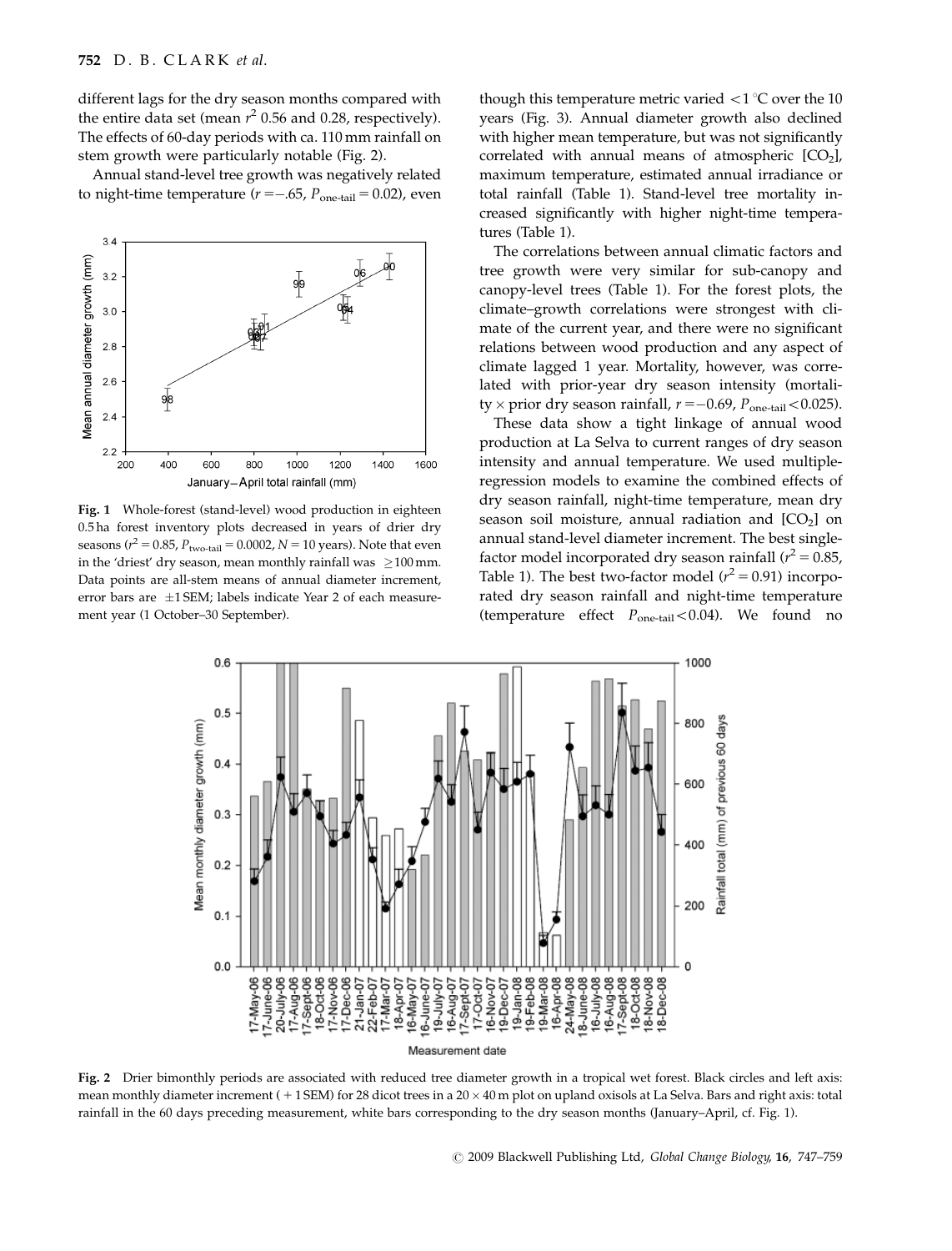different lags for the dry season months compared with the entire data set (mean $r^2$ 0.56 and 0.28, respectively). The effects of 60-day periods with ca. 110 mm rainfall on stem growth were particularly notable (Fig. 2).

Annual stand-level tree growth was negatively related to night-time temperature ($r = -.65$, $P_{\text{one-tail}} = 0.02$), even though this temperature metric varied $<1\,^{\circ}\text{C}$ over the 10 years (Fig. 3). Annual diameter growth also declined with higher mean temperature, but was not significantly correlated with annual means of atmospheric [$CO_2$], maximum temperature, estimated annual irradiance or total rainfall (Table 1). Stand-level tree mortality increased significantly with higher night-time temperatures (Table 1).

The correlations between annual climatic factors and tree growth were very similar for sub-canopy and canopy-level trees (Table 1). For the forest plots, the climate–growth correlations were strongest with climate of the current year, and there were no significant relations between wood production and any aspect of climate lagged 1 year. Mortality, however, was correlated with prior-year dry season intensity (mortality × prior dry season rainfall, $r = -0.69$, $P_{\text{one-tail}} < 0.025$).

These data show a tight linkage of annual wood production at La Selva to current ranges of dry season intensity and annual temperature. We used multiple-regression models to examine the combined effects of dry season rainfall, night-time temperature, mean dry season soil moisture, annual radiation and [$CO_2$] on annual stand-level diameter increment. The best single-factor model incorporated dry season rainfall ($r^2 = 0.85$, Table 1). The best two-factor model ($r^2 = 0.91$) incorporated dry season rainfall and night-time temperature (temperature effect $P_{\text{one-tail}} < 0.04$). We found no

**Fig. 1** Whole-forest (stand-level) wood production in eighteen 0.5 ha forest inventory plots decreased in years of drier dry seasons ($r^2 = 0.85$, $P_{\text{two-tail}} = 0.0002$, $N = 10$ years). Note that even in the 'driest' dry season, mean monthly rainfall was $\geq 100$ mm. Data points are all-stem means of annual diameter increment, error bars are $\pm 1$ SEM; labels indicate Year 2 of each measurement year (1 October–30 September).

**Fig. 2** Drier bimonthly periods are associated with reduced tree diameter growth in a tropical wet forest. Black circles and left axis: mean monthly diameter increment (+1 SEM) for 28 dicot trees in a $20 \times 40$ m plot on upland oxisols at La Selva. Bars and right axis: total rainfall in the 60 days preceding measurement, white bars corresponding to the dry season months (January–April, cf. Fig. 1).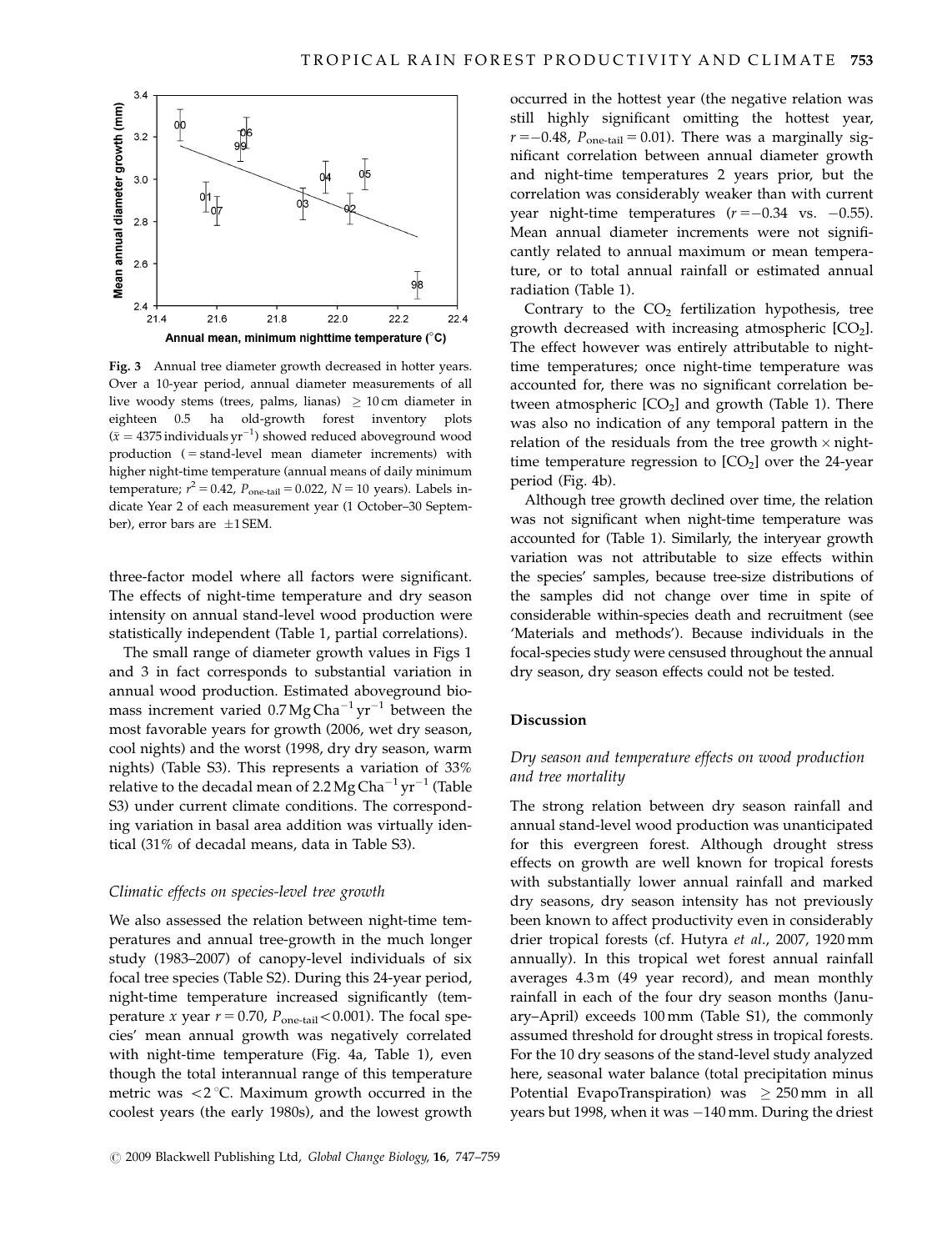Fig. 3 Annual tree diameter growth decreased in hotter years. Over a 10-year period, annual diameter measurements of all live woody stems (trees, palms, lianas) $\geq$ 10 cm diameter in eighteen 0.5 ha old-growth forest inventory plots ($\bar{x}$ = 4375 individuals yr$^{-1}$) showed reduced aboveground wood production (= stand-level mean diameter increments) with higher night-time temperature (annual means of daily minimum temperature; $r^2 = 0.42$, $P_{\text{one-tail}} = 0.022$, $N = 10$ years). Labels indicate Year 2 of each measurement year (1 October–30 September), error bars are $\pm$1 SEM.

three-factor model where all factors were significant. The effects of night-time temperature and dry season intensity on annual stand-level wood production were statistically independent (Table 1, partial correlations).

The small range of diameter growth values in Figs 1 and 3 in fact corresponds to substantial variation in annual wood production. Estimated aboveground biomass increment varied 0.7 Mg C ha$^{-1}$ yr$^{-1}$ between the most favorable years for growth (2006, wet dry season, cool nights) and the worst (1998, dry dry season, warm nights) (Table S3). This represents a variation of 33% relative to the decadal mean of 2.2 Mg C ha$^{-1}$ yr$^{-1}$ (Table S3) under current climate conditions. The corresponding variation in basal area addition was virtually identical (31% of decadal means, data in Table S3).

### Climatic effects on species-level tree growth

We also assessed the relation between night-time temperatures and annual tree-growth in the much longer study (1983–2007) of canopy-level individuals of six focal tree species (Table S2). During this 24-year period, night-time temperature increased significantly (temperature *x* year $r = 0.70$, $P_{\text{one-tail}} < 0.001$). The focal species' mean annual growth was negatively correlated with night-time temperature (Fig. 4a, Table 1), even though the total interannual range of this temperature metric was $< 2\,^{\circ}$C. Maximum growth occurred in the coolest years (the early 1980s), and the lowest growth occurred in the hottest year (the negative relation was still highly significant omitting the hottest year, $r = -0.48$, $P_{\text{one-tail}} = 0.01$). There was a marginally significant correlation between annual diameter growth and night-time temperatures 2 years prior, but the correlation was considerably weaker than with current year night-time temperatures ($r = -0.34$ vs. $-0.55$). Mean annual diameter increments were not significantly related to annual maximum or mean temperature, or to total annual rainfall or estimated annual radiation (Table 1).

Contrary to the $CO_2$ fertilization hypothesis, tree growth decreased with increasing atmospheric [$CO_2$]. The effect however was entirely attributable to night-time temperatures; once night-time temperature was accounted for, there was no significant correlation between atmospheric [$CO_2$] and growth (Table 1). There was also no indication of any temporal pattern in the relation of the residuals from the tree growth $\times$ night-time temperature regression to [$CO_2$] over the 24-year period (Fig. 4b).

Although tree growth declined over time, the relation was not significant when night-time temperature was accounted for (Table 1). Similarly, the interyear growth variation was not attributable to size effects within the species' samples, because tree-size distributions of the samples did not change over time in spite of considerable within-species death and recruitment (see 'Materials and methods'). Because individuals in the focal-species study were censused throughout the annual dry season, dry season effects could not be tested.

## Discussion

### Dry season and temperature effects on wood production and tree mortality

The strong relation between dry season rainfall and annual stand-level wood production was unanticipated for this evergreen forest. Although drought stress effects on growth are well known for tropical forests with substantially lower annual rainfall and marked dry seasons, dry season intensity has not previously been known to affect productivity even in considerably drier tropical forests (cf. Hutyra *et al.*, 2007, 1920 mm annually). In this tropical wet forest annual rainfall averages 4.3 m (49 year record), and mean monthly rainfall in each of the four dry season months (January–April) exceeds 100 mm (Table S1), the commonly assumed threshold for drought stress in tropical forests. For the 10 dry seasons of the stand-level study analyzed here, seasonal water balance (total precipitation minus Potential EvapoTranspiration) was $\geq$ 250 mm in all years but 1998, when it was $-140$ mm. During the driest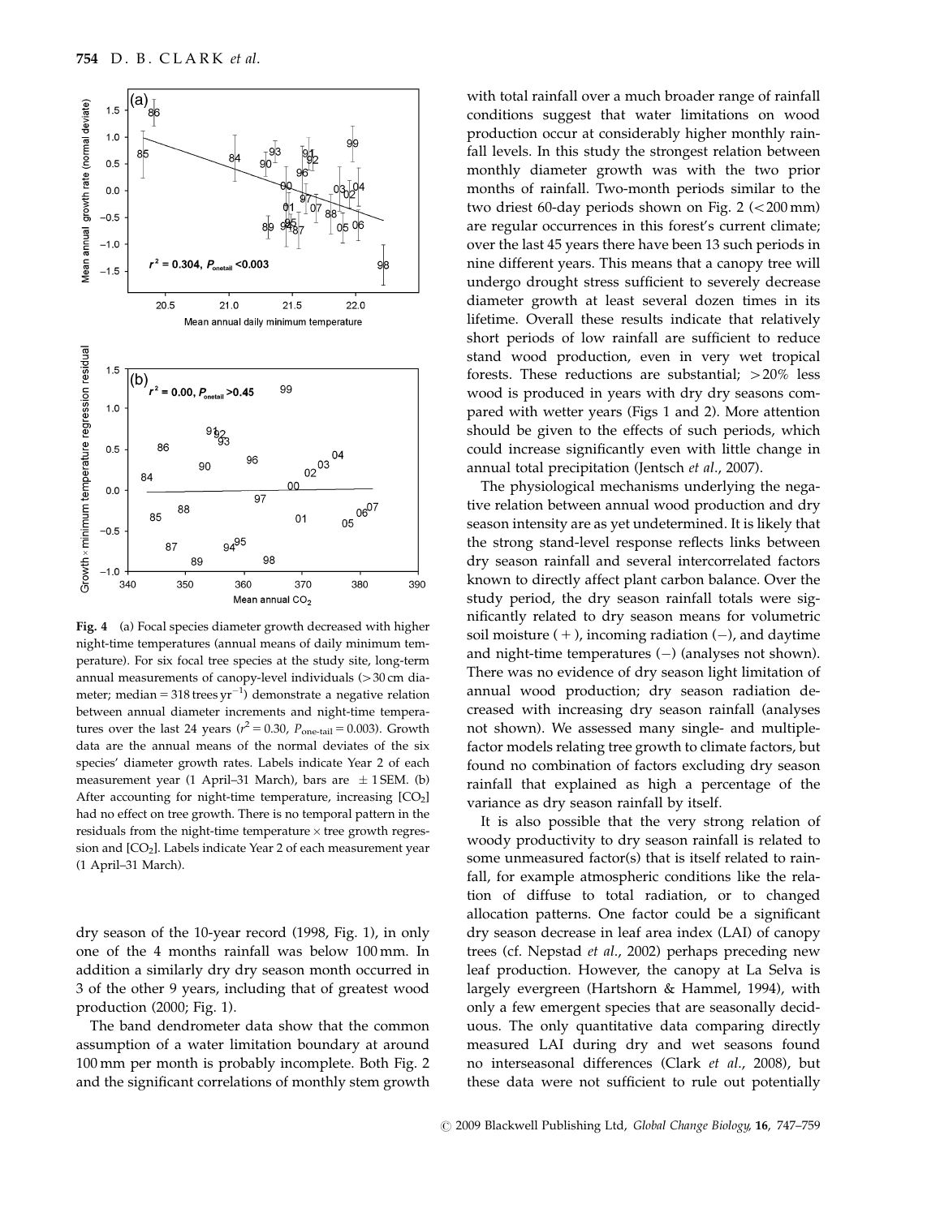Fig. 4 (a) Focal species diameter growth decreased with higher night-time temperatures (annual means of daily minimum temperature). For six focal tree species at the study site, long-term annual measurements of canopy-level individuals (>30 cm diameter; median = 318 trees $yr^{-1}$) demonstrate a negative relation between annual diameter increments and night-time temperatures over the last 24 years ($r^2 = 0.30$, $P_{\text{one-tail}} = 0.003$). Growth data are the annual means of the normal deviates of the six species' diameter growth rates. Labels indicate Year 2 of each measurement year (1 April–31 March), bars are ± 1 SEM. (b) After accounting for night-time temperature, increasing [$CO_2$] had no effect on tree growth. There is no temporal pattern in the residuals from the night-time temperature × tree growth regression and [$CO_2$]. Labels indicate Year 2 of each measurement year (1 April–31 March).

dry season of the 10-year record (1998, Fig. 1), in only one of the 4 months rainfall was below 100 mm. In addition a similarly dry dry season month occurred in 3 of the other 9 years, including that of greatest wood production (2000; Fig. 1).

The band dendrometer data show that the common assumption of a water limitation boundary at around 100 mm per month is probably incomplete. Both Fig. 2 and the significant correlations of monthly stem growth with total rainfall over a much broader range of rainfall conditions suggest that water limitations on wood production occur at considerably higher monthly rainfall levels. In this study the strongest relation between monthly diameter growth was with the two prior months of rainfall. Two-month periods similar to the two driest 60-day periods shown on Fig. 2 (<200 mm) are regular occurrences in this forest's current climate; over the last 45 years there have been 13 such periods in nine different years. This means that a canopy tree will undergo drought stress sufficient to severely decrease diameter growth at least several dozen times in its lifetime. Overall these results indicate that relatively short periods of low rainfall are sufficient to reduce stand wood production, even in very wet tropical forests. These reductions are substantial; >20% less wood is produced in years with dry dry seasons compared with wetter years (Figs 1 and 2). More attention should be given to the effects of such periods, which could increase significantly even with little change in annual total precipitation (Jentsch *et al.*, 2007).

The physiological mechanisms underlying the negative relation between annual wood production and dry season intensity are as yet undetermined. It is likely that the strong stand-level response reflects links between dry season rainfall and several intercorrelated factors known to directly affect plant carbon balance. Over the study period, the dry season rainfall totals were significantly related to dry season means for volumetric soil moisture (+), incoming radiation (−), and daytime and night-time temperatures (−) (analyses not shown). There was no evidence of dry season light limitation of annual wood production; dry season radiation decreased with increasing dry season rainfall (analyses not shown). We assessed many single- and multiple-factor models relating tree growth to climate factors, but found no combination of factors excluding dry season rainfall that explained as high a percentage of the variance as dry season rainfall by itself.

It is also possible that the very strong relation of woody productivity to dry season rainfall is related to some unmeasured factor(s) that is itself related to rainfall, for example atmospheric conditions like the relation of diffuse to total radiation, or to changed allocation patterns. One factor could be a significant dry season decrease in leaf area index (LAI) of canopy trees (cf. Nepstad *et al.*, 2002) perhaps preceding new leaf production. However, the canopy at La Selva is largely evergreen (Hartshorn & Hammel, 1994), with only a few emergent species that are seasonally deciduous. The only quantitative data comparing directly measured LAI during dry and wet seasons found no interseasonal differences (Clark *et al.*, 2008), but these data were not sufficient to rule out potentially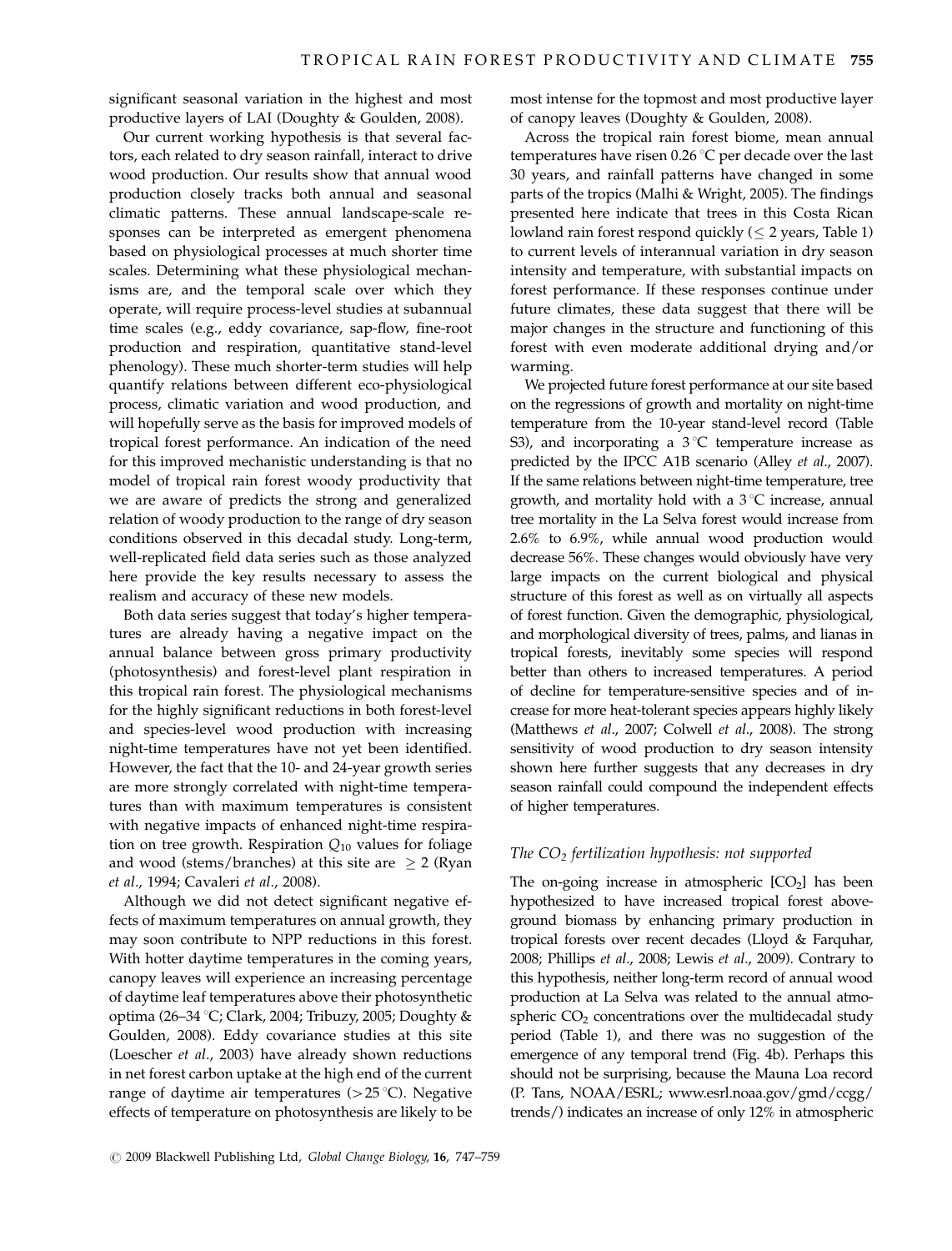significant seasonal variation in the highest and most productive layers of LAI (Doughty & Goulden, 2008).

Our current working hypothesis is that several factors, each related to dry season rainfall, interact to drive wood production. Our results show that annual wood production closely tracks both annual and seasonal climatic patterns. These annual landscape-scale responses can be interpreted as emergent phenomena based on physiological processes at much shorter time scales. Determining what these physiological mechanisms are, and the temporal scale over which they operate, will require process-level studies at subannual time scales (e.g., eddy covariance, sap-flow, fine-root production and respiration, quantitative stand-level phenology). These much shorter-term studies will help quantify relations between different eco-physiological process, climatic variation and wood production, and will hopefully serve as the basis for improved models of tropical forest performance. An indication of the need for this improved mechanistic understanding is that no model of tropical rain forest woody productivity that we are aware of predicts the strong and generalized relation of woody production to the range of dry season conditions observed in this decadal study. Long-term, well-replicated field data series such as those analyzed here provide the key results necessary to assess the realism and accuracy of these new models.

Both data series suggest that today's higher temperatures are already having a negative impact on the annual balance between gross primary productivity (photosynthesis) and forest-level plant respiration in this tropical rain forest. The physiological mechanisms for the highly significant reductions in both forest-level and species-level wood production with increasing night-time temperatures have not yet been identified. However, the fact that the 10- and 24-year growth series are more strongly correlated with night-time temperatures than with maximum temperatures is consistent with negative impacts of enhanced night-time respiration on tree growth. Respiration $Q_{10}$ values for foliage and wood (stems/branches) at this site are $\geq 2$ (Ryan *et al*., 1994; Cavaleri *et al*., 2008).

Although we did not detect significant negative effects of maximum temperatures on annual growth, they may soon contribute to NPP reductions in this forest. With hotter daytime temperatures in the coming years, canopy leaves will experience an increasing percentage of daytime leaf temperatures above their photosynthetic optima (26–34 °C; Clark, 2004; Tribuzy, 2005; Doughty & Goulden, 2008). Eddy covariance studies at this site (Loescher *et al*., 2003) have already shown reductions in net forest carbon uptake at the high end of the current range of daytime air temperatures (> 25 °C). Negative effects of temperature on photosynthesis are likely to be most intense for the topmost and most productive layer of canopy leaves (Doughty & Goulden, 2008).

Across the tropical rain forest biome, mean annual temperatures have risen 0.26 °C per decade over the last 30 years, and rainfall patterns have changed in some parts of the tropics (Malhi & Wright, 2005). The findings presented here indicate that trees in this Costa Rican lowland rain forest respond quickly ($\leq$ 2 years, Table 1) to current levels of interannual variation in dry season intensity and temperature, with substantial impacts on forest performance. If these responses continue under future climates, these data suggest that there will be major changes in the structure and functioning of this forest with even moderate additional drying and/or warming.

We projected future forest performance at our site based on the regressions of growth and mortality on night-time temperature from the 10-year stand-level record (Table S3), and incorporating a 3 °C temperature increase as predicted by the IPCC A1B scenario (Alley *et al*., 2007). If the same relations between night-time temperature, tree growth, and mortality hold with a 3 °C increase, annual tree mortality in the La Selva forest would increase from 2.6% to 6.9%, while annual wood production would decrease 56%. These changes would obviously have very large impacts on the current biological and physical structure of this forest as well as on virtually all aspects of forest function. Given the demographic, physiological, and morphological diversity of trees, palms, and lianas in tropical forests, inevitably some species will respond better than others to increased temperatures. A period of decline for temperature-sensitive species and of increase for more heat-tolerant species appears highly likely (Matthews *et al*., 2007; Colwell *et al*., 2008). The strong sensitivity of wood production to dry season intensity shown here further suggests that any decreases in dry season rainfall could compound the independent effects of higher temperatures.

### *The $CO_2$ fertilization hypothesis: not supported*

The on-going increase in atmospheric [$CO_2$] has been hypothesized to have increased tropical forest aboveground biomass by enhancing primary production in tropical forests over recent decades (Lloyd & Farquhar, 2008; Phillips *et al*., 2008; Lewis *et al*., 2009). Contrary to this hypothesis, neither long-term record of annual wood production at La Selva was related to the annual atmospheric $CO_2$ concentrations over the multidecadal study period (Table 1), and there was no suggestion of the emergence of any temporal trend (Fig. 4b). Perhaps this should not be surprising, because the Mauna Loa record (P. Tans, NOAA/ESRL; www.esrl.noaa.gov/gmd/ccgg/trends/) indicates an increase of only 12% in atmospheric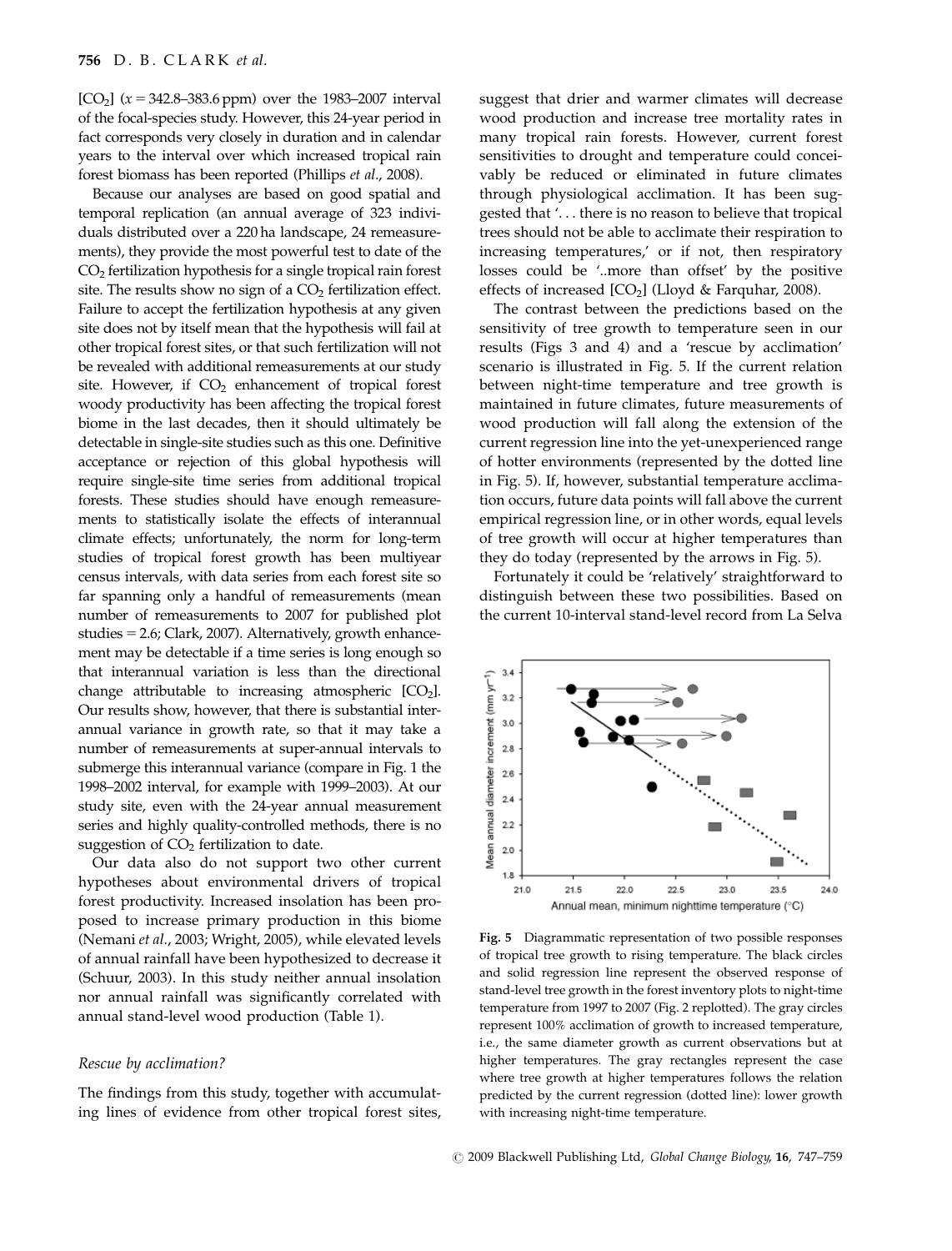[$CO_2$] ($x = 342.8$–$383.6$ ppm) over the 1983–2007 interval of the focal-species study. However, this 24-year period in fact corresponds very closely in duration and in calendar years to the interval over which increased tropical rain forest biomass has been reported (Phillips *et al*., 2008).

Because our analyses are based on good spatial and temporal replication (an annual average of 323 individuals distributed over a 220 ha landscape, 24 remeasurements), they provide the most powerful test to date of the $CO_2$ fertilization hypothesis for a single tropical rain forest site. The results show no sign of a $CO_2$ fertilization effect. Failure to accept the fertilization hypothesis at any given site does not by itself mean that the hypothesis will fail at other tropical forest sites, or that such fertilization will not be revealed with additional remeasurements at our study site. However, if $CO_2$ enhancement of tropical forest woody productivity has been affecting the tropical forest biome in the last decades, then it should ultimately be detectable in single-site studies such as this one. Definitive acceptance or rejection of this global hypothesis will require single-site time series from additional tropical forests. These studies should have enough remeasurements to statistically isolate the effects of interannual climate effects; unfortunately, the norm for long-term studies of tropical forest growth has been multiyear census intervals, with data series from each forest site so far spanning only a handful of remeasurements (mean number of remeasurements to 2007 for published plot studies = 2.6; Clark, 2007). Alternatively, growth enhancement may be detectable if a time series is long enough so that interannual variation is less than the directional change attributable to increasing atmospheric [$CO_2$]. Our results show, however, that there is substantial interannual variance in growth rate, so that it may take a number of remeasurements at super-annual intervals to submerge this interannual variance (compare in Fig. 1 the 1998–2002 interval, for example with 1999–2003). At our study site, even with the 24-year annual measurement series and highly quality-controlled methods, there is no suggestion of $CO_2$ fertilization to date.

Our data also do not support two other current hypotheses about environmental drivers of tropical forest productivity. Increased insolation has been proposed to increase primary production in this biome (Nemani *et al*., 2003; Wright, 2005), while elevated levels of annual rainfall have been hypothesized to decrease it (Schuur, 2003). In this study neither annual insolation nor annual rainfall was significantly correlated with annual stand-level wood production (Table 1).

### *Rescue by acclimation?*

The findings from this study, together with accumulating lines of evidence from other tropical forest sites, suggest that drier and warmer climates will decrease wood production and increase tree mortality rates in many tropical rain forests. However, current forest sensitivities to drought and temperature could conceivably be reduced or eliminated in future climates through physiological acclimation. It has been suggested that '. . . there is no reason to believe that tropical trees should not be able to acclimate their respiration to increasing temperatures,' or if not, then respiratory losses could be '..more than offset' by the positive effects of increased [$CO_2$] (Lloyd & Farquhar, 2008).

The contrast between the predictions based on the sensitivity of tree growth to temperature seen in our results (Figs 3 and 4) and a 'rescue by acclimation' scenario is illustrated in Fig. 5. If the current relation between night-time temperature and tree growth is maintained in future climates, future measurements of wood production will fall along the extension of the current regression line into the yet-unexperienced range of hotter environments (represented by the dotted line in Fig. 5). If, however, substantial temperature acclimation occurs, future data points will fall above the current empirical regression line, or in other words, equal levels of tree growth will occur at higher temperatures than they do today (represented by the arrows in Fig. 5).

Fortunately it could be 'relatively' straightforward to distinguish between these two possibilities. Based on the current 10-interval stand-level record from La Selva

**Fig. 5** Diagrammatic representation of two possible responses of tropical tree growth to rising temperature. The black circles and solid regression line represent the observed response of stand-level tree growth in the forest inventory plots to night-time temperature from 1997 to 2007 (Fig. 2 replotted). The gray circles represent 100% acclimation of growth to increased temperature, i.e., the same diameter growth as current observations but at higher temperatures. The gray rectangles represent the case where tree growth at higher temperatures follows the relation predicted by the current regression (dotted line): lower growth with increasing night-time temperature.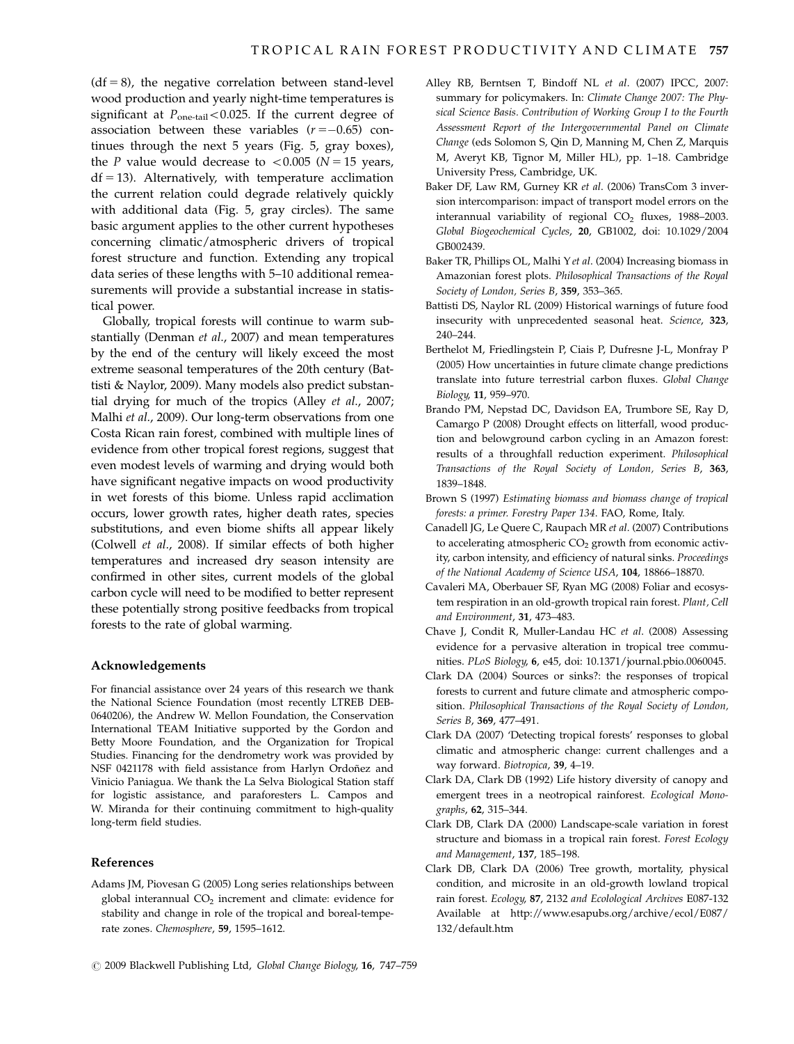(df = 8), the negative correlation between stand-level wood production and yearly night-time temperatures is significant at $P_{\text{one-tail}} < 0.025$. If the current degree of association between these variables ($r = -0.65$) continues through the next 5 years (Fig. 5, gray boxes), the $P$ value would decrease to $< 0.005$ ($N = 15$ years, df = 13). Alternatively, with temperature acclimation the current relation could degrade relatively quickly with additional data (Fig. 5, gray circles). The same basic argument applies to the other current hypotheses concerning climatic/atmospheric drivers of tropical forest structure and function. Extending any tropical data series of these lengths with 5–10 additional remeasurements will provide a substantial increase in statistical power.

Globally, tropical forests will continue to warm substantially (Denman *et al*., 2007) and mean temperatures by the end of the century will likely exceed the most extreme seasonal temperatures of the 20th century (Battisti & Naylor, 2009). Many models also predict substantial drying for much of the tropics (Alley *et al*., 2007; Malhi *et al*., 2009). Our long-term observations from one Costa Rican rain forest, combined with multiple lines of evidence from other tropical forest regions, suggest that even modest levels of warming and drying would both have significant negative impacts on wood productivity in wet forests of this biome. Unless rapid acclimation occurs, lower growth rates, higher death rates, species substitutions, and even biome shifts all appear likely (Colwell *et al*., 2008). If similar effects of both higher temperatures and increased dry season intensity are confirmed in other sites, current models of the global carbon cycle will need to be modified to better represent these potentially strong positive feedbacks from tropical forests to the rate of global warming.

## Acknowledgements

For financial assistance over 24 years of this research we thank the National Science Foundation (most recently LTREB DEB-0640206), the Andrew W. Mellon Foundation, the Conservation International TEAM Initiative supported by the Gordon and Betty Moore Foundation, and the Organization for Tropical Studies. Financing for the dendrometry work was provided by NSF 0421178 with field assistance from Harlyn Ordoñez and Vinicio Paniagua. We thank the La Selva Biological Station staff for logistic assistance, and paraforesters L. Campos and W. Miranda for their continuing commitment to high-quality long-term field studies.

## References

Adams JM, Piovesan G (2005) Long series relationships between global interannual $CO_2$ increment and climate: evidence for stability and change in role of the tropical and boreal-temperate zones. *Chemosphere*, **59**, 1595–1612.

Alley RB, Berntsen T, Bindoff NL *et al*. (2007) IPCC, 2007: summary for policymakers. In: *Climate Change 2007: The Physical Science Basis. Contribution of Working Group I to the Fourth Assessment Report of the Intergovernmental Panel on Climate Change* (eds Solomon S, Qin D, Manning M, Chen Z, Marquis M, Averyt KB, Tignor M, Miller HL), pp. 1–18. Cambridge University Press, Cambridge, UK.

Baker DF, Law RM, Gurney KR *et al*. (2006) TransCom 3 inversion intercomparison: impact of transport model errors on the interannual variability of regional $CO_2$ fluxes, 1988–2003. *Global Biogeochemical Cycles*, **20**, GB1002, doi: 10.1029/2004GB002439.

Baker TR, Phillips OL, Malhi Y *et al*. (2004) Increasing biomass in Amazonian forest plots. *Philosophical Transactions of the Royal Society of London, Series B*, **359**, 353–365.

Battisti DS, Naylor RL (2009) Historical warnings of future food insecurity with unprecedented seasonal heat. *Science*, **323**, 240–244.

Berthelot M, Friedlingstein P, Ciais P, Dufresne J-L, Monfray P (2005) How uncertainties in future climate change predictions translate into future terrestrial carbon fluxes. *Global Change Biology*, **11**, 959–970.

Brando PM, Nepstad DC, Davidson EA, Trumbore SE, Ray D, Camargo P (2008) Drought effects on litterfall, wood production and belowground carbon cycling in an Amazon forest: results of a throughfall reduction experiment. *Philosophical Transactions of the Royal Society of London, Series B*, **363**, 1839–1848.

Brown S (1997) *Estimating biomass and biomass change of tropical forests: a primer. Forestry Paper 134*. FAO, Rome, Italy.

Canadell JG, Le Quere C, Raupach MR *et al*. (2007) Contributions to accelerating atmospheric $CO_2$ growth from economic activity, carbon intensity, and efficiency of natural sinks. *Proceedings of the National Academy of Science USA*, **104**, 18866–18870.

Cavaleri MA, Oberbauer SF, Ryan MG (2008) Foliar and ecosystem respiration in an old-growth tropical rain forest. *Plant, Cell and Environment*, **31**, 473–483.

Chave J, Condit R, Muller-Landau HC *et al*. (2008) Assessing evidence for a pervasive alteration in tropical tree communities. *PLoS Biology*, **6**, e45, doi: 10.1371/journal.pbio.0060045.

Clark DA (2004) Sources or sinks?: the responses of tropical forests to current and future climate and atmospheric composition. *Philosophical Transactions of the Royal Society of London, Series B*, **369**, 477–491.

Clark DA (2007) 'Detecting tropical forests' responses to global climatic and atmospheric change: current challenges and a way forward. *Biotropica*, **39**, 4–19.

Clark DA, Clark DB (1992) Life history diversity of canopy and emergent trees in a neotropical rainforest. *Ecological Monographs*, **62**, 315–344.

Clark DB, Clark DA (2000) Landscape-scale variation in forest structure and biomass in a tropical rain forest. *Forest Ecology and Management*, **137**, 185–198.

Clark DB, Clark DA (2006) Tree growth, mortality, physical condition, and microsite in an old-growth lowland tropical rain forest. *Ecology*, **87**, 2132 and *Ecolological Archives* E087-132 Available at http://www.esapubs.org/archive/ecol/E087/132/default.htm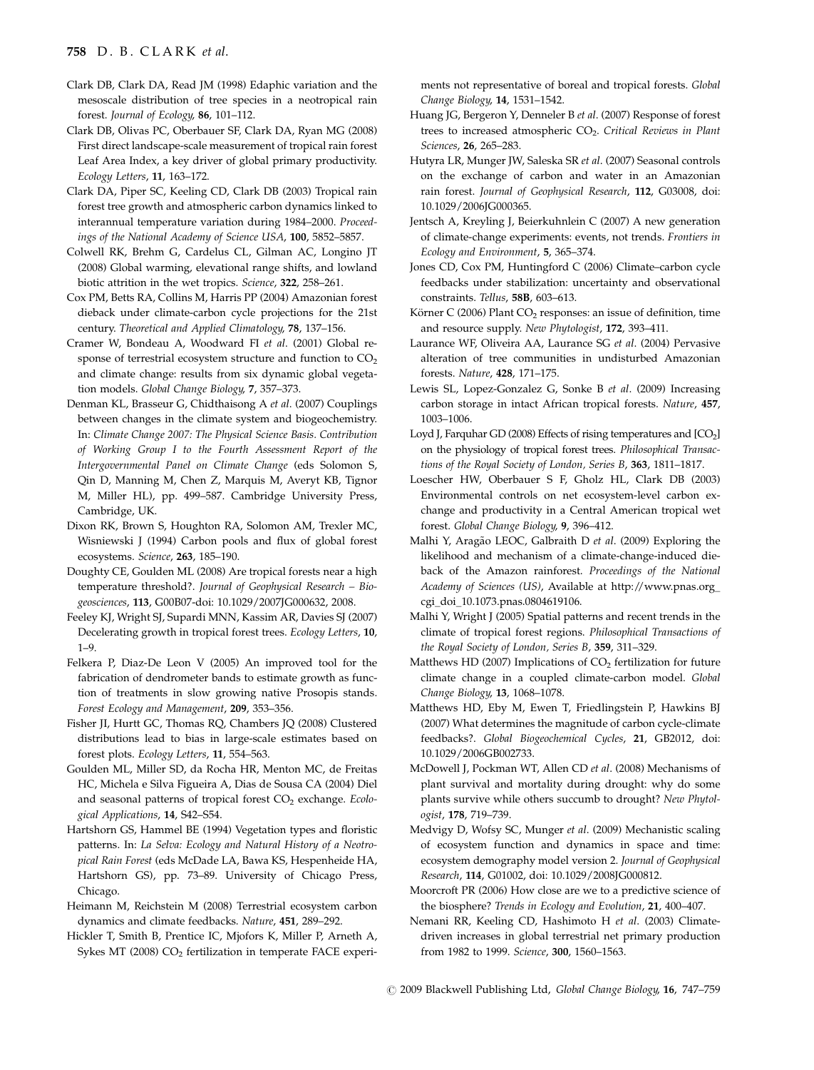Clark DB, Clark DA, Read JM (1998) Edaphic variation and the mesoscale distribution of tree species in a neotropical rain forest. *Journal of Ecology*, **86**, 101–112.

Clark DB, Olivas PC, Oberbauer SF, Clark DA, Ryan MG (2008) First direct landscape-scale measurement of tropical rain forest Leaf Area Index, a key driver of global primary productivity. *Ecology Letters*, **11**, 163–172.

Clark DA, Piper SC, Keeling CD, Clark DB (2003) Tropical rain forest tree growth and atmospheric carbon dynamics linked to interannual temperature variation during 1984–2000. *Proceedings of the National Academy of Science USA*, **100**, 5852–5857.

Colwell RK, Brehm G, Cardelus CL, Gilman AC, Longino JT (2008) Global warming, elevational range shifts, and lowland biotic attrition in the wet tropics. *Science*, **322**, 258–261.

Cox PM, Betts RA, Collins M, Harris PP (2004) Amazonian forest dieback under climate-carbon cycle projections for the 21st century. *Theoretical and Applied Climatology*, **78**, 137–156.

Cramer W, Bondeau A, Woodward FI *et al*. (2001) Global response of terrestrial ecosystem structure and function to $CO_2$ and climate change: results from six dynamic global vegetation models. *Global Change Biology*, **7**, 357–373.

Denman KL, Brasseur G, Chidthaisong A *et al*. (2007) Couplings between changes in the climate system and biogeochemistry. In: *Climate Change 2007: The Physical Science Basis. Contribution of Working Group I to the Fourth Assessment Report of the Intergovernmental Panel on Climate Change* (eds Solomon S, Qin D, Manning M, Chen Z, Marquis M, Averyt KB, Tignor M, Miller HL), pp. 499–587. Cambridge University Press, Cambridge, UK.

Dixon RK, Brown S, Houghton RA, Solomon AM, Trexler MC, Wisniewski J (1994) Carbon pools and flux of global forest ecosystems. *Science*, **263**, 185–190.

Doughty CE, Goulden ML (2008) Are tropical forests near a high temperature threshold?. *Journal of Geophysical Research – Biogeosciences*, **113**, G00B07-doi: 10.1029/2007JG000632, 2008.

Feeley KJ, Wright SJ, Supardi MNN, Kassim AR, Davies SJ (2007) Decelerating growth in tropical forest trees. *Ecology Letters*, **10**, 1–9.

Felkera P, Diaz-De Leon V (2005) An improved tool for the fabrication of dendrometer bands to estimate growth as function of treatments in slow growing native Prosopis stands. *Forest Ecology and Management*, **209**, 353–356.

Fisher JI, Hurtt GC, Thomas RQ, Chambers JQ (2008) Clustered distributions lead to bias in large-scale estimates based on forest plots. *Ecology Letters*, **11**, 554–563.

Goulden ML, Miller SD, da Rocha HR, Menton MC, de Freitas HC, Michela e Silva Figueira A, Dias de Sousa CA (2004) Diel and seasonal patterns of tropical forest $CO_2$ exchange. *Ecological Applications*, **14**, S42–S54.

Hartshorn GS, Hammel BE (1994) Vegetation types and floristic patterns. In: *La Selva: Ecology and Natural History of a Neotropical Rain Forest* (eds McDade LA, Bawa KS, Hespenheide HA, Hartshorn GS), pp. 73–89. University of Chicago Press, Chicago.

Heimann M, Reichstein M (2008) Terrestrial ecosystem carbon dynamics and climate feedbacks. *Nature*, **451**, 289–292.

Hickler T, Smith B, Prentice IC, Mjofors K, Miller P, Arneth A, Sykes MT (2008) $CO_2$ fertilization in temperate FACE experiments not representative of boreal and tropical forests. *Global Change Biology*, **14**, 1531–1542.

Huang JG, Bergeron Y, Denneler B *et al*. (2007) Response of forest trees to increased atmospheric $CO_2$. *Critical Reviews in Plant Sciences*, **26**, 265–283.

Hutyra LR, Munger JW, Saleska SR *et al*. (2007) Seasonal controls on the exchange of carbon and water in an Amazonian rain forest. *Journal of Geophysical Research*, **112**, G03008, doi: 10.1029/2006JG000365.

Jentsch A, Kreyling J, Beierkuhnlein C (2007) A new generation of climate-change experiments: events, not trends. *Frontiers in Ecology and Environment*, **5**, 365–374.

Jones CD, Cox PM, Huntingford C (2006) Climate–carbon cycle feedbacks under stabilization: uncertainty and observational constraints. *Tellus*, **58B**, 603–613.

Körner C (2006) Plant $CO_2$ responses: an issue of definition, time and resource supply. *New Phytologist*, **172**, 393–411.

Laurance WF, Oliveira AA, Laurance SG *et al*. (2004) Pervasive alteration of tree communities in undisturbed Amazonian forests. *Nature*, **428**, 171–175.

Lewis SL, Lopez-Gonzalez G, Sonke B *et al*. (2009) Increasing carbon storage in intact African tropical forests. *Nature*, **457**, 1003–1006.

Loyd J, Farquhar GD (2008) Effects of rising temperatures and [$CO_2$] on the physiology of tropical forest trees. *Philosophical Transactions of the Royal Society of London, Series B*, **363**, 1811–1817.

Loescher HW, Oberbauer S F, Gholz HL, Clark DB (2003) Environmental controls on net ecosystem-level carbon exchange and productivity in a Central American tropical wet forest. *Global Change Biology*, **9**, 396–412.

Malhi Y, Aragão LEOC, Galbraith D *et al*. (2009) Exploring the likelihood and mechanism of a climate-change-induced dieback of the Amazon rainforest. *Proceedings of the National Academy of Sciences (US)*, Available at http://www.pnas.org_cgi_doi_10.1073.pnas.0804619106.

Malhi Y, Wright J (2005) Spatial patterns and recent trends in the climate of tropical forest regions. *Philosophical Transactions of the Royal Society of London, Series B*, **359**, 311–329.

Matthews HD (2007) Implications of $CO_2$ fertilization for future climate change in a coupled climate-carbon model. *Global Change Biology*, **13**, 1068–1078.

Matthews HD, Eby M, Ewen T, Friedlingstein P, Hawkins BJ (2007) What determines the magnitude of carbon cycle-climate feedbacks?. *Global Biogeochemical Cycles*, **21**, GB2012, doi: 10.1029/2006GB002733.

McDowell J, Pockman WT, Allen CD *et al*. (2008) Mechanisms of plant survival and mortality during drought: why do some plants survive while others succumb to drought? *New Phytologist*, **178**, 719–739.

Medvigy D, Wofsy SC, Munger *et al*. (2009) Mechanistic scaling of ecosystem function and dynamics in space and time: ecosystem demography model version 2. *Journal of Geophysical Research*, **114**, G01002, doi: 10.1029/2008JG000812.

Moorcroft PR (2006) How close are we to a predictive science of the biosphere? *Trends in Ecology and Evolution*, **21**, 400–407.

Nemani RR, Keeling CD, Hashimoto H *et al*. (2003) Climate-driven increases in global terrestrial net primary production from 1982 to 1999. *Science*, **300**, 1560–1563.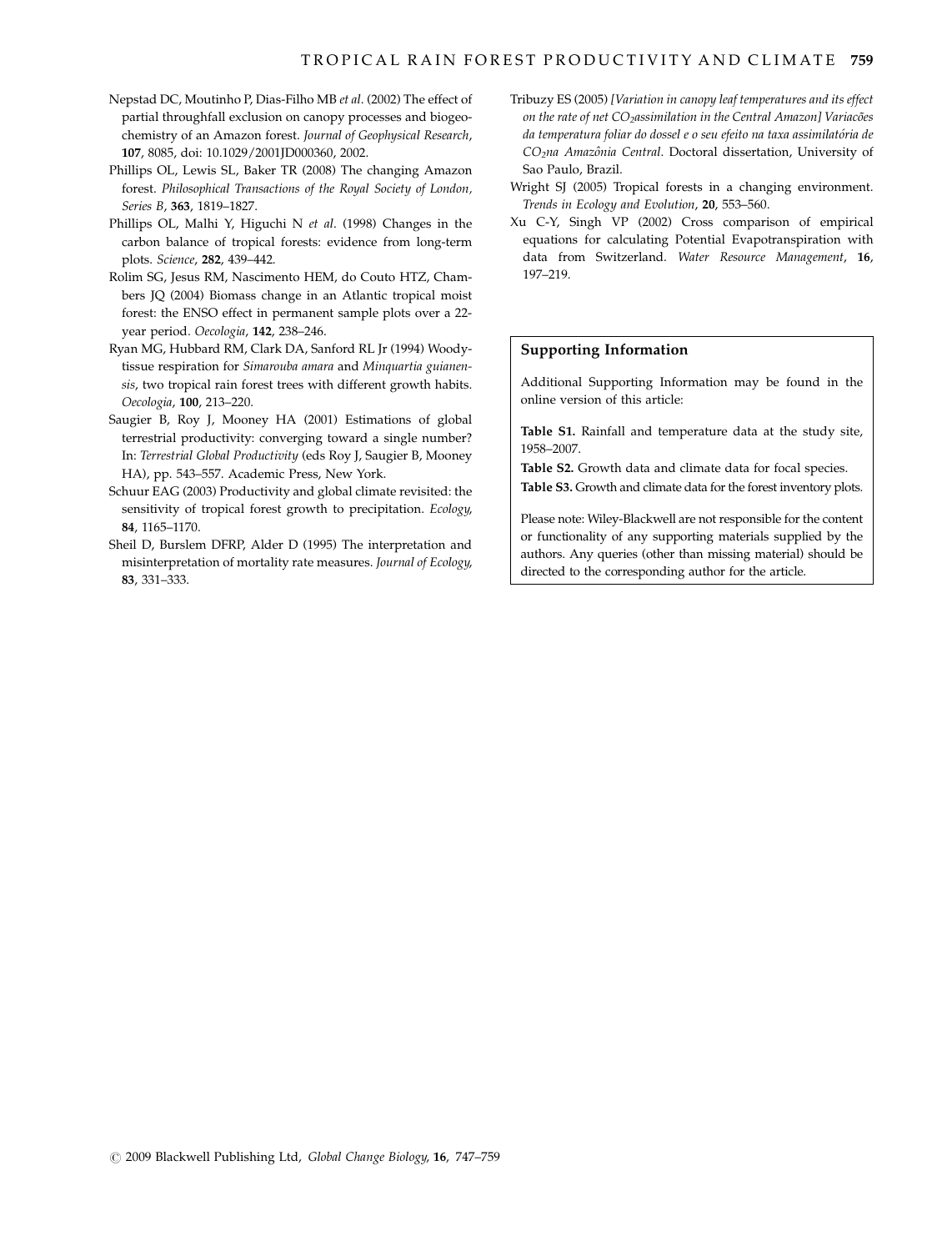Nepstad DC, Moutinho P, Dias-Filho MB *et al*. (2002) The effect of partial throughfall exclusion on canopy processes and biogeochemistry of an Amazon forest. *Journal of Geophysical Research*, **107**, 8085, doi: 10.1029/2001JD000360, 2002.

Phillips OL, Lewis SL, Baker TR (2008) The changing Amazon forest. *Philosophical Transactions of the Royal Society of London, Series B*, **363**, 1819–1827.

Phillips OL, Malhi Y, Higuchi N *et al*. (1998) Changes in the carbon balance of tropical forests: evidence from long-term plots. *Science*, **282**, 439–442.

Rolim SG, Jesus RM, Nascimento HEM, do Couto HTZ, Chambers JQ (2004) Biomass change in an Atlantic tropical moist forest: the ENSO effect in permanent sample plots over a 22-year period. *Oecologia*, **142**, 238–246.

Ryan MG, Hubbard RM, Clark DA, Sanford RL Jr (1994) Woody-tissue respiration for *Simarouba amara* and *Minquartia guianensis*, two tropical rain forest trees with different growth habits. *Oecologia*, **100**, 213–220.

Saugier B, Roy J, Mooney HA (2001) Estimations of global terrestrial productivity: converging toward a single number? In: *Terrestrial Global Productivity* (eds Roy J, Saugier B, Mooney HA), pp. 543–557. Academic Press, New York.

Schuur EAG (2003) Productivity and global climate revisited: the sensitivity of tropical forest growth to precipitation. *Ecology*, **84**, 1165–1170.

Sheil D, Burslem DFRP, Alder D (1995) The interpretation and misinterpretation of mortality rate measures. *Journal of Ecology*, **83**, 331–333.

Tribuzy ES (2005) *[Variation in canopy leaf temperatures and its effect on the rate of net $CO_2$assimilation in the Central Amazon] Variacões da temperatura foliar do dossel e o seu efeito na taxa assimilatória de $CO_2$na Amazônia Central*. Doctoral dissertation, University of Sao Paulo, Brazil.

Wright SJ (2005) Tropical forests in a changing environment. *Trends in Ecology and Evolution*, **20**, 553–560.

Xu C-Y, Singh VP (2002) Cross comparison of empirical equations for calculating Potential Evapotranspiration with data from Switzerland. *Water Resource Management*, **16**, 197–219.

## Supporting Information

Additional Supporting Information may be found in the online version of this article:

**Table S1.** Rainfall and temperature data at the study site, 1958–2007.

**Table S2.** Growth data and climate data for focal species.

**Table S3.** Growth and climate data for the forest inventory plots.

Please note: Wiley-Blackwell are not responsible for the content or functionality of any supporting materials supplied by the authors. Any queries (other than missing material) should be directed to the corresponding author for the article.